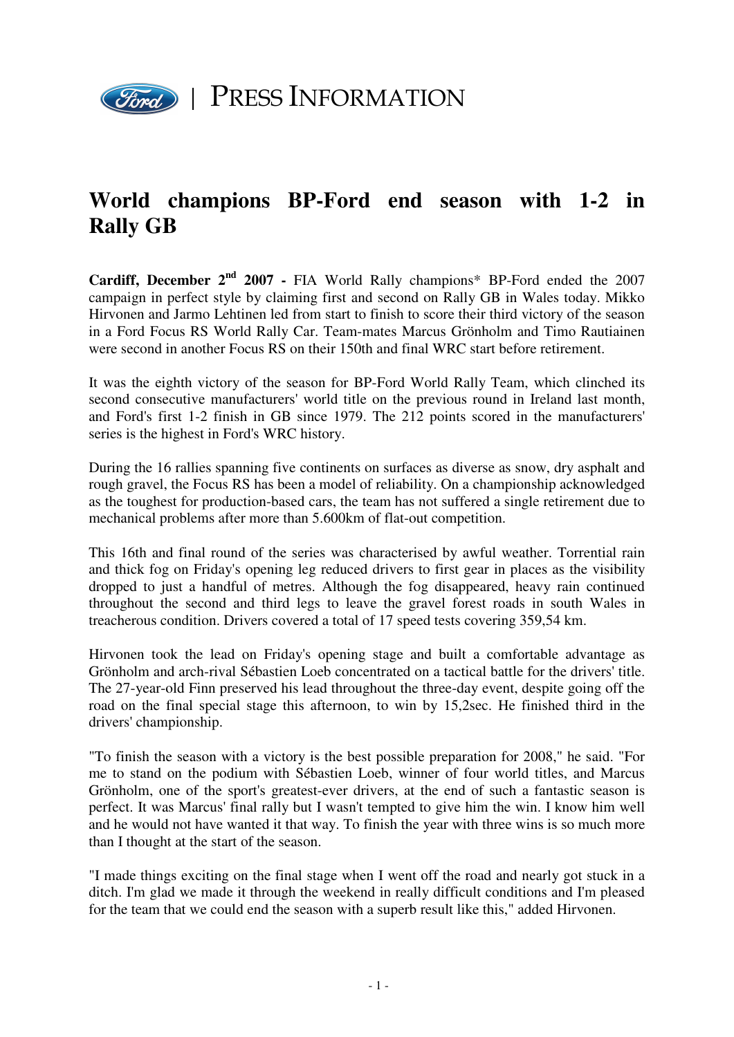PRESS INFORMATION

# World champions BP-Ford end season with 1-2 in Rally GB

**Cardiff, December 2nd 2007 -** FIA World Rally champions* BP-Ford ended the 2007 campaign in perfect style by claiming first and second on Rally GB in Wales today. Mikko Hirvonen and Jarmo Lehtinen led from start to finish to score their third victory of the season in a Ford Focus RS World Rally Car. Team-mates Marcus Grönholm and Timo Rautiainen were second in another Focus RS on their 150th and final WRC start before retirement.

It was the eighth victory of the season for BP-Ford World Rally Team, which clinched its second consecutive manufacturers' world title on the previous round in Ireland last month, and Ford's first 1-2 finish in GB since 1979. The 212 points scored in the manufacturers' series is the highest in Ford's WRC history.

During the 16 rallies spanning five continents on surfaces as diverse as snow, dry asphalt and rough gravel, the Focus RS has been a model of reliability. On a championship acknowledged as the toughest for production-based cars, the team has not suffered a single retirement due to mechanical problems after more than 5.600km of flat-out competition.

This 16th and final round of the series was characterised by awful weather. Torrential rain and thick fog on Friday's opening leg reduced drivers to first gear in places as the visibility dropped to just a handful of metres. Although the fog disappeared, heavy rain continued throughout the second and third legs to leave the gravel forest roads in south Wales in treacherous condition. Drivers covered a total of 17 speed tests covering 359,54 km.

Hirvonen took the lead on Friday's opening stage and built a comfortable advantage as Grönholm and arch-rival Sébastien Loeb concentrated on a tactical battle for the drivers' title. The 27-year-old Finn preserved his lead throughout the three-day event, despite going off the road on the final special stage this afternoon, to win by 15,2sec. He finished third in the drivers' championship.

"To finish the season with a victory is the best possible preparation for 2008," he said. "For me to stand on the podium with Sébastien Loeb, winner of four world titles, and Marcus Grönholm, one of the sport's greatest-ever drivers, at the end of such a fantastic season is perfect. It was Marcus' final rally but I wasn't tempted to give him the win. I know him well and he would not have wanted it that way. To finish the year with three wins is so much more than I thought at the start of the season.

"I made things exciting on the final stage when I went off the road and nearly got stuck in a ditch. I'm glad we made it through the weekend in really difficult conditions and I'm pleased for the team that we could end the season with a superb result like this," added Hirvonen.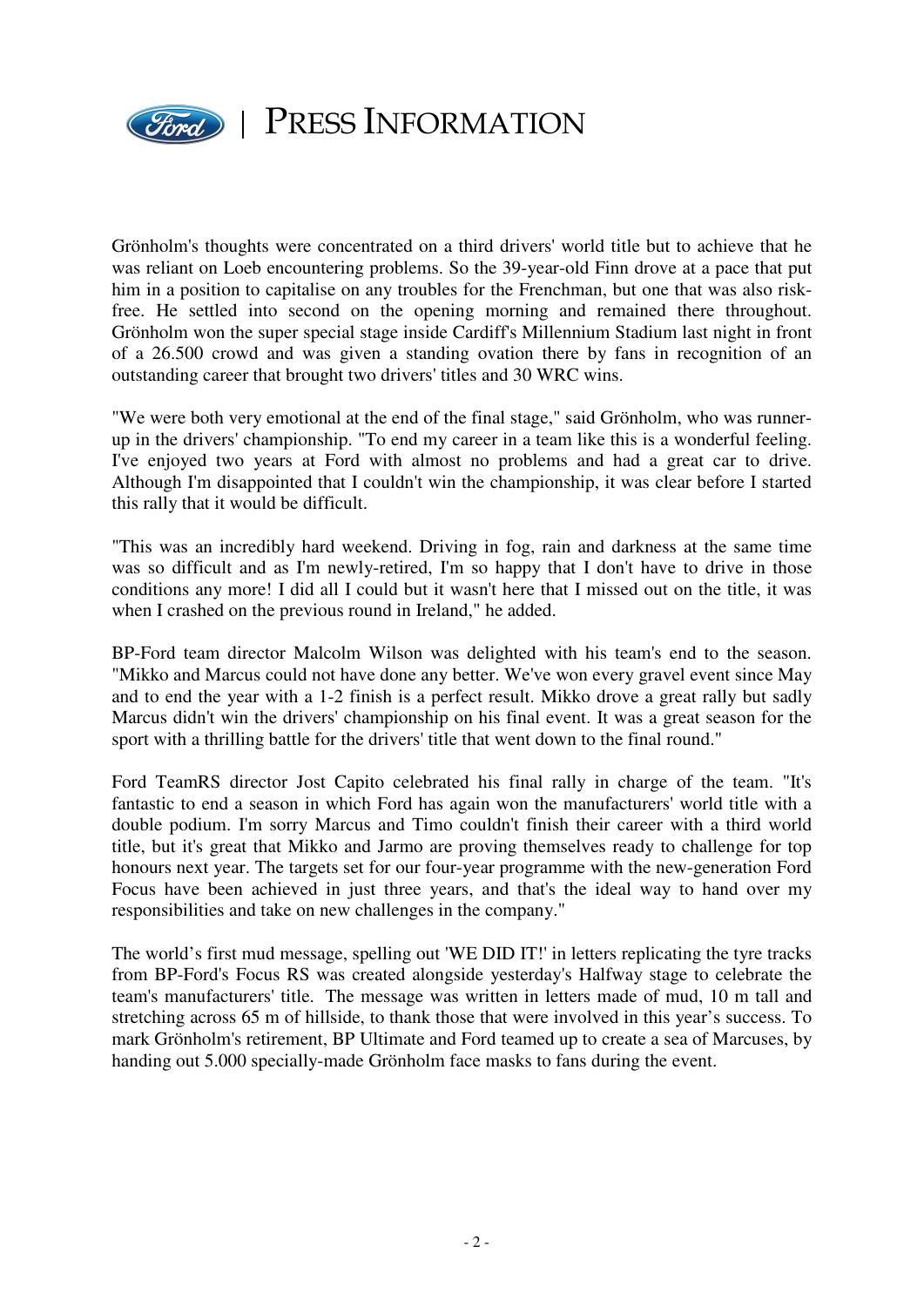Grönholm's thoughts were concentrated on a third drivers' world title but to achieve that he was reliant on Loeb encountering problems. So the 39-year-old Finn drove at a pace that put him in a position to capitalise on any troubles for the Frenchman, but one that was also risk-free. He settled into second on the opening morning and remained there throughout. Grönholm won the super special stage inside Cardiff's Millennium Stadium last night in front of a 26.500 crowd and was given a standing ovation there by fans in recognition of an outstanding career that brought two drivers' titles and 30 WRC wins.

"We were both very emotional at the end of the final stage," said Grönholm, who was runner-up in the drivers' championship. "To end my career in a team like this is a wonderful feeling. I've enjoyed two years at Ford with almost no problems and had a great car to drive. Although I'm disappointed that I couldn't win the championship, it was clear before I started this rally that it would be difficult.

"This was an incredibly hard weekend. Driving in fog, rain and darkness at the same time was so difficult and as I'm newly-retired, I'm so happy that I don't have to drive in those conditions any more! I did all I could but it wasn't here that I missed out on the title, it was when I crashed on the previous round in Ireland," he added.

BP-Ford team director Malcolm Wilson was delighted with his team's end to the season. "Mikko and Marcus could not have done any better. We've won every gravel event since May and to end the year with a 1-2 finish is a perfect result. Mikko drove a great rally but sadly Marcus didn't win the drivers' championship on his final event. It was a great season for the sport with a thrilling battle for the drivers' title that went down to the final round."

Ford TeamRS director Jost Capito celebrated his final rally in charge of the team. "It's fantastic to end a season in which Ford has again won the manufacturers' world title with a double podium. I'm sorry Marcus and Timo couldn't finish their career with a third world title, but it's great that Mikko and Jarmo are proving themselves ready to challenge for top honours next year. The targets set for our four-year programme with the new-generation Ford Focus have been achieved in just three years, and that's the ideal way to hand over my responsibilities and take on new challenges in the company."

The world's first mud message, spelling out 'WE DID IT!' in letters replicating the tyre tracks from BP-Ford's Focus RS was created alongside yesterday's Halfway stage to celebrate the team's manufacturers' title. The message was written in letters made of mud, 10 m tall and stretching across 65 m of hillside, to thank those that were involved in this year's success. To mark Grönholm's retirement, BP Ultimate and Ford teamed up to create a sea of Marcuses, by handing out 5.000 specially-made Grönholm face masks to fans during the event.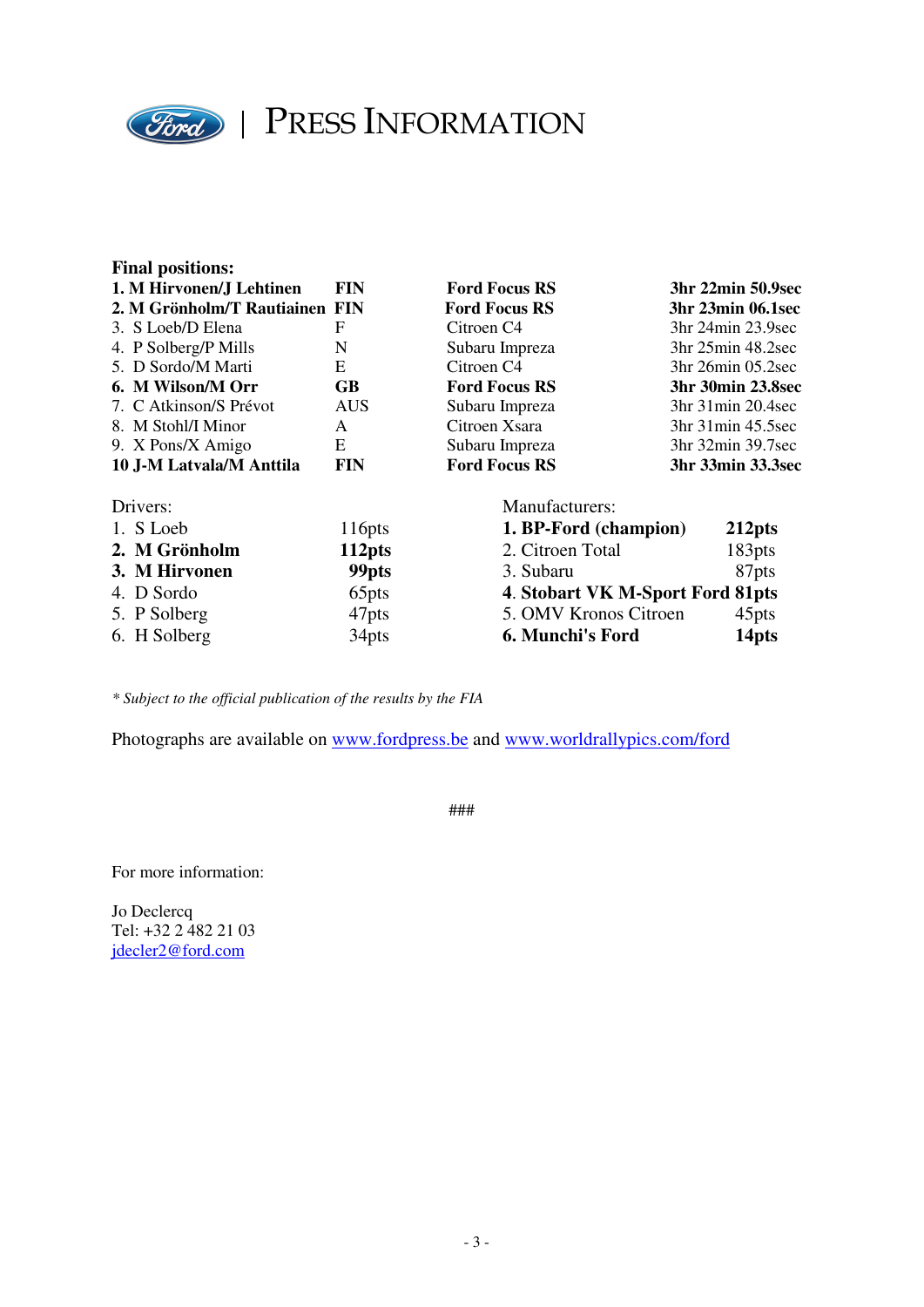PRESS INFORMATION

**Final positions:**

| | | | |
|---|---|---|---|
| **1. M Hirvonen/J Lehtinen** | **FIN** | **Ford Focus RS** | **3hr 22min 50.9sec** |
| **2. M Grönholm/T Rautiainen** | **FIN** | **Ford Focus RS** | **3hr 23min 06.1sec** |
| 3. S Loeb/D Elena | F | Citroen C4 | 3hr 24min 23.9sec |
| 4. P Solberg/P Mills | N | Subaru Impreza | 3hr 25min 48.2sec |
| 5. D Sordo/M Marti | E | Citroen C4 | 3hr 26min 05.2sec |
| **6. M Wilson/M Orr** | **GB** | **Ford Focus RS** | **3hr 30min 23.8sec** |
| 7. C Atkinson/S Prévot | AUS | Subaru Impreza | 3hr 31min 20.4sec |
| 8. M Stohl/I Minor | A | Citroen Xsara | 3hr 31min 45.5sec |
| 9. X Pons/X Amigo | E | Subaru Impreza | 3hr 32min 39.7sec |
| **10 J-M Latvala/M Anttila** | **FIN** | **Ford Focus RS** | **3hr 33min 33.3sec** |

Drivers:

| | |
|---|---|
| 1. S Loeb | 116pts |
| **2. M Grönholm** | **112pts** |
| **3. M Hirvonen** | **99pts** |
| 4. D Sordo | 65pts |
| 5. P Solberg | 47pts |
| 6. H Solberg | 34pts |

Manufacturers:

| | |
|---|---|
| **1. BP-Ford (champion)** | **212pts** |
| 2. Citroen Total | 183pts |
| 3. Subaru | 87pts |
| **4. Stobart VK M-Sport Ford** | **81pts** |
| 5. OMV Kronos Citroen | 45pts |
| **6. Munchi's Ford** | **14pts** |

*\* Subject to the official publication of the results by the FIA*

Photographs are available on www.fordpress.be and www.worldrallypics.com/ford

###

For more information:

Jo Declercq
Tel: +32 2 482 21 03
jdecler2@ford.com